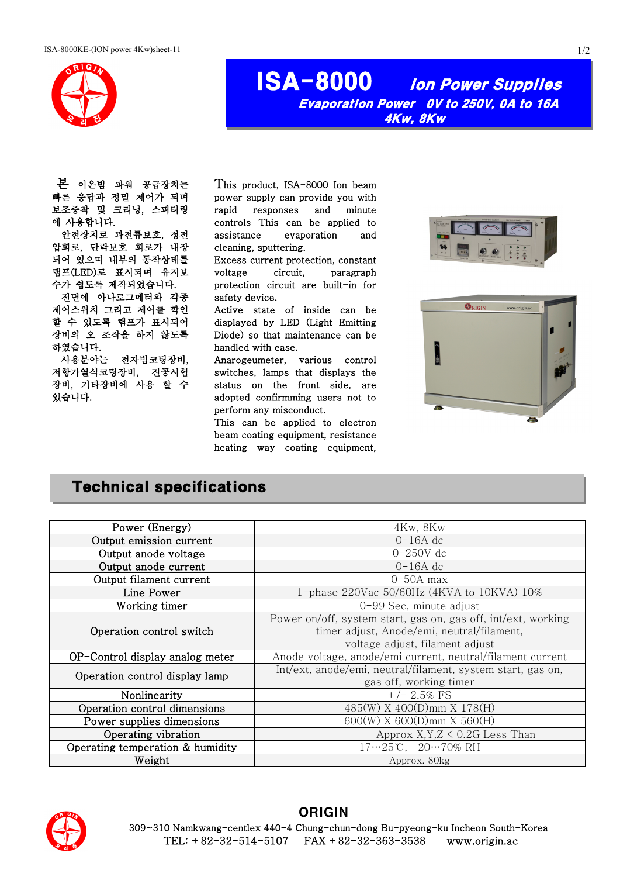# ISA-8000 Ion Power Supplies

**Evaporation Power 0V to 250V, 0A to 16A**

**4Kw, 8Kw**

본 이온빔 파워 공급장치는 빠른 응답과 정밀 제어가 되며 보조증착 및 크리닝, 스퍼터링에 사용합니다.

안전장치로 과전류보호, 정전압회로, 단락보호 회로가 내장되어 있으며 내부의 동작상태를 램프(LED)로 표시되며 유지보수가 쉽도록 제작되었습니다.

전면에 아나로그메터와 각종 제어스위치 그리고 제어를 확인 할 수 있도록 램프가 표시되어 장비의 오 조작을 하지 않도록 하였습니다.

사용분야는 전자빔코팅장비, 저항가열식코팅장비, 진공시험장비, 기타장비에 사용 할 수 있습니다.

This product, ISA-8000 Ion beam power supply can provide you with rapid responses and minute controls This can be applied to assistance evaporation and cleaning, sputtering.

Excess current protection, constant voltage circuit, paragraph protection circuit are built-in for safety device.

Active state of inside can be displayed by LED (Light Emitting Diode) so that maintenance can be handled with ease.

Anarogeumeter, various control switches, lamps that displays the status on the front side, are adopted confirmming users not to perform any misconduct.

This can be applied to electron beam coating equipment, resistance heating way coating equipment,

## Technical specifications

| | |
|---|---|
| Power (Energy) | 4Kw, 8Kw |
| Output emission current | 0-16A dc |
| Output anode voltage | 0-250V dc |
| Output anode current | 0-16A dc |
| Output filament current | 0-50A max |
| Line Power | 1-phase 220Vac 50/60Hz (4KVA to 10KVA) 10% |
| Working timer | 0-99 Sec, minute adjust |
| Operation control switch | Power on/off, system start, gas on, gas off, int/ext, working timer adjust, Anode/emi, neutral/filament, voltage adjust, filament adjust |
| OP-Control display analog meter | Anode voltage, anode/emi current, neutral/filament current |
| Operation control display lamp | Int/ext, anode/emi, neutral/filament, system start, gas on, gas off, working timer |
| Nonlinearity | +/- 2.5% FS |
| Operation control dimensions | 485(W) X 400(D)mm X 178(H) |
| Power supplies dimensions | 600(W) X 600(D)mm X 560(H) |
| Operating vibration | Approx X,Y,Z < 0.2G Less Than |
| Operating temperation & humidity | 17…25℃, 20…70% RH |
| Weight | Approx. 80kg |

**ORIGIN**

309~310 Namkwang-centlex 440-4 Chung-chun-dong Bu-pyeong-ku Incheon South-Korea

TEL: +82-32-514-5107 FAX +82-32-363-3538 www.origin.ac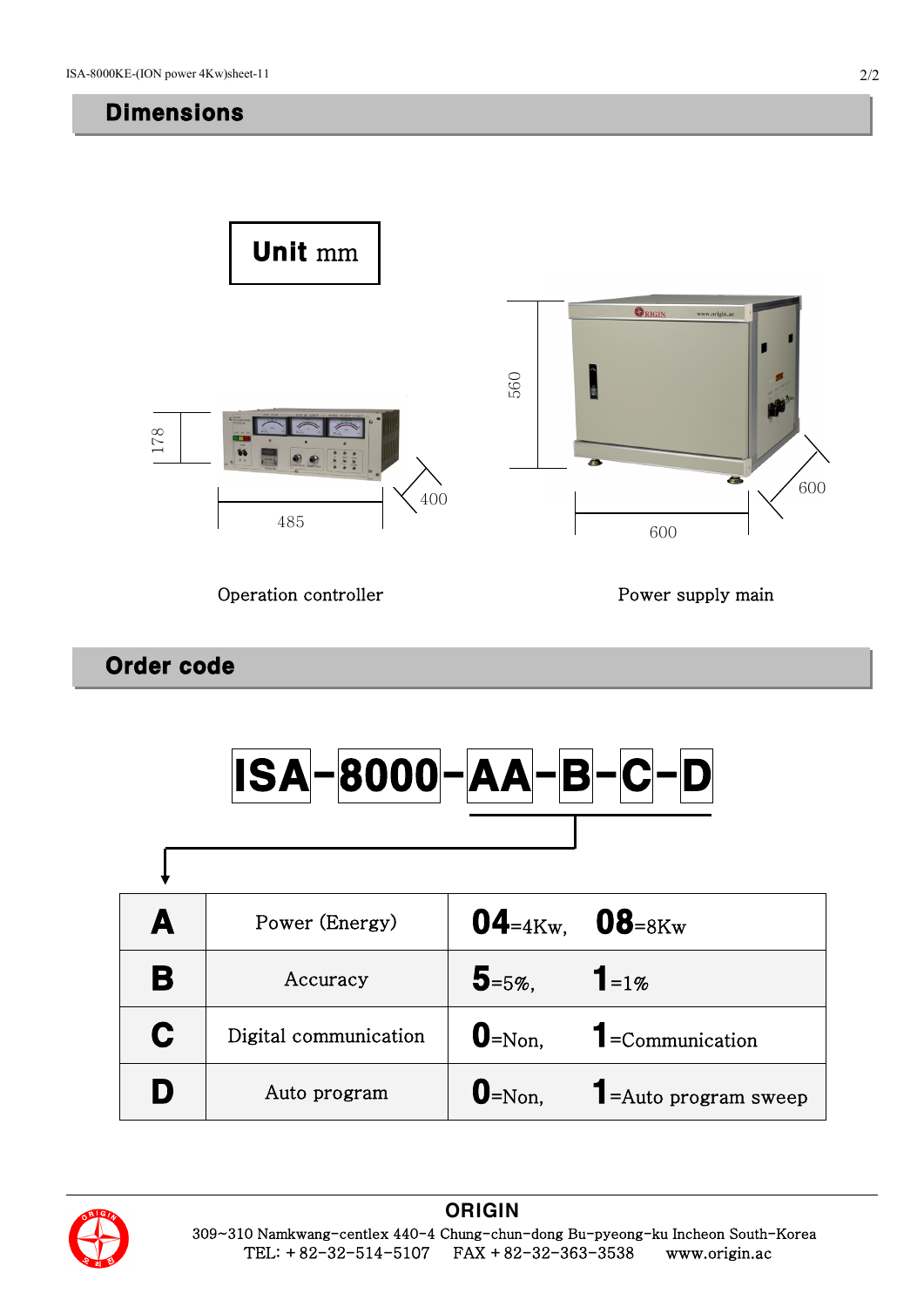## Dimensions

**Unit** mm

178

485

400

Operation controller

560

600

600

Power supply main

## Order code

**ISA-8000-AA-B-C-D**

| | | |
|---|---|---|
| **A** | Power (Energy) | **04**=4Kw, **08**=8Kw |
| **B** | Accuracy | **5**=5%, **1**=1% |
| **C** | Digital communication | **0**=Non, **1**=Communication |
| **D** | Auto program | **0**=Non, **1**=Auto program sweep |

**ORIGIN**

309~310 Namkwang-centlex 440-4 Chung-chun-dong Bu-pyeong-ku Incheon South-Korea

TEL: + 82-32-514-5107 FAX + 82-32-363-3538 www.origin.ac